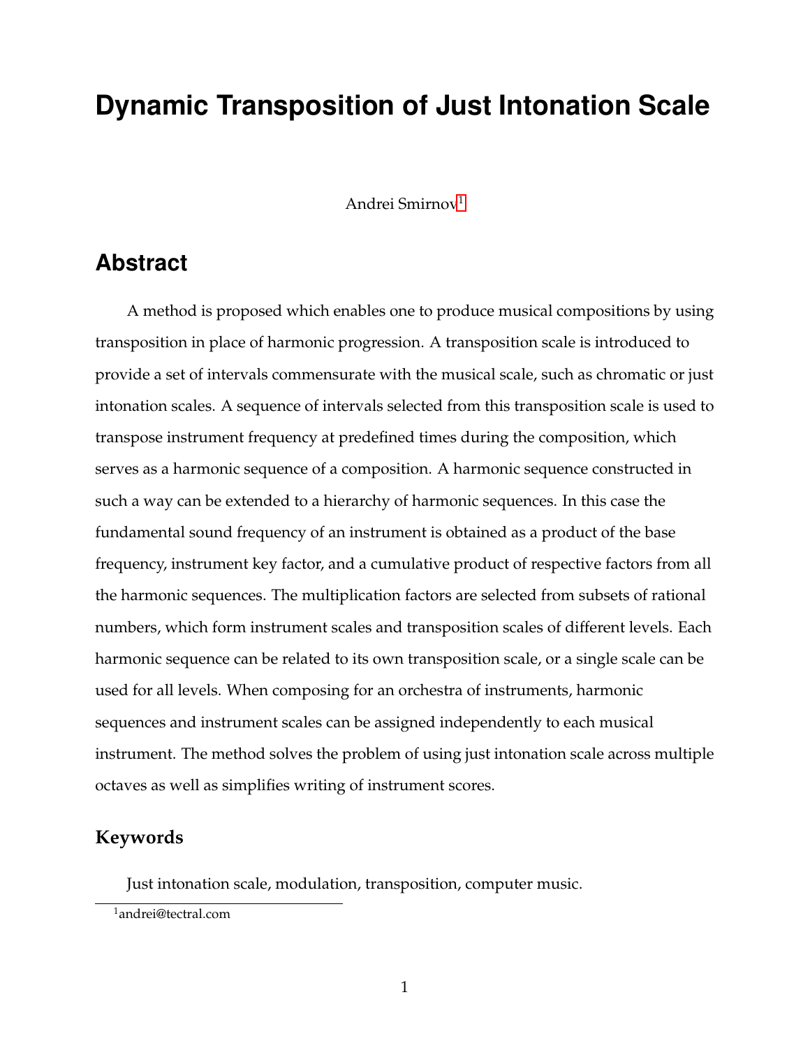# Dynamic Transposition of Just Intonation Scale

Andrei Smirnov[1]

## Abstract

A method is proposed which enables one to produce musical compositions by using transposition in place of harmonic progression. A transposition scale is introduced to provide a set of intervals commensurate with the musical scale, such as chromatic or just intonation scales. A sequence of intervals selected from this transposition scale is used to transpose instrument frequency at predefined times during the composition, which serves as a harmonic sequence of a composition. A harmonic sequence constructed in such a way can be extended to a hierarchy of harmonic sequences. In this case the fundamental sound frequency of an instrument is obtained as a product of the base frequency, instrument key factor, and a cumulative product of respective factors from all the harmonic sequences. The multiplication factors are selected from subsets of rational numbers, which form instrument scales and transposition scales of different levels. Each harmonic sequence can be related to its own transposition scale, or a single scale can be used for all levels. When composing for an orchestra of instruments, harmonic sequences and instrument scales can be assigned independently to each musical instrument. The method solves the problem of using just intonation scale across multiple octaves as well as simplifies writing of instrument scores.

### Keywords

Just intonation scale, modulation, transposition, computer music.

[1] andrei@tectral.com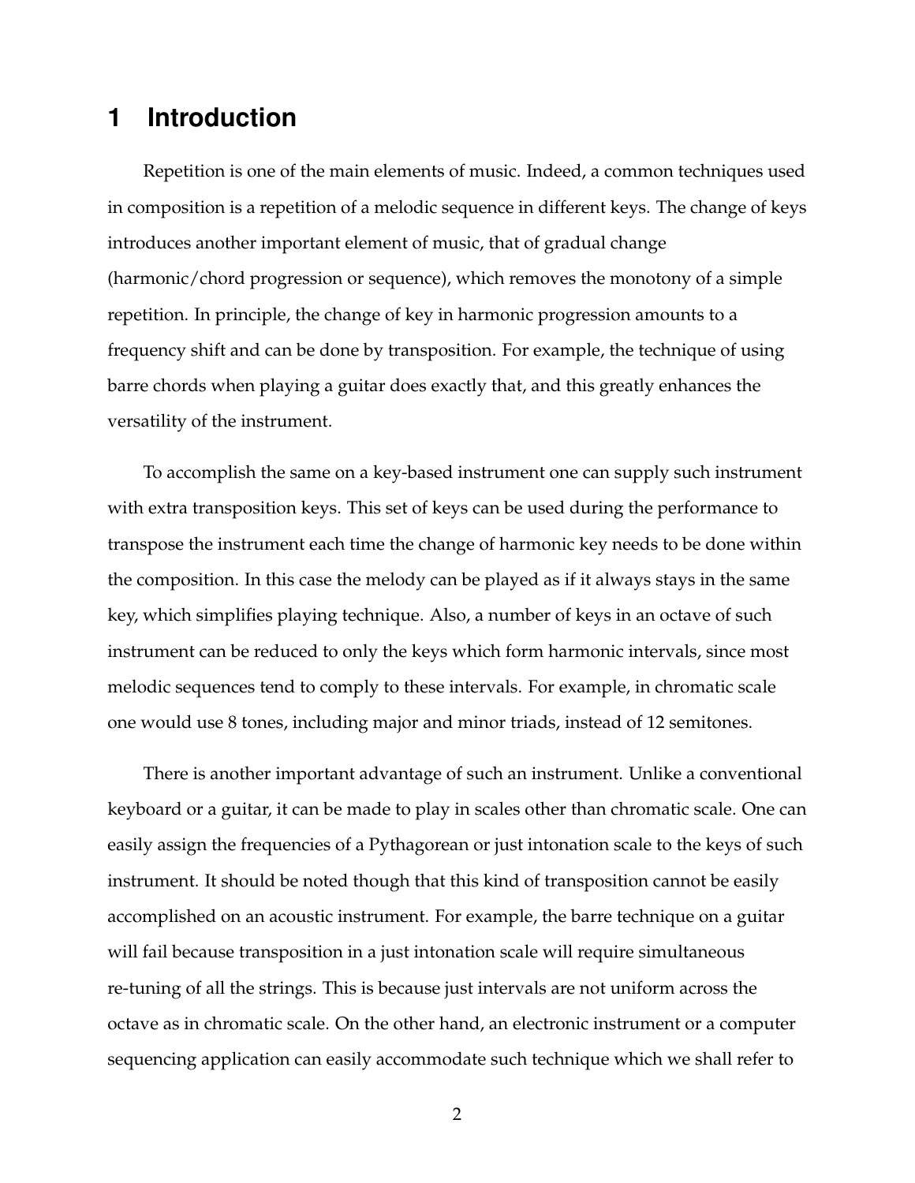# 1 Introduction

Repetition is one of the main elements of music. Indeed, a common techniques used in composition is a repetition of a melodic sequence in different keys. The change of keys introduces another important element of music, that of gradual change (harmonic/chord progression or sequence), which removes the monotony of a simple repetition. In principle, the change of key in harmonic progression amounts to a frequency shift and can be done by transposition. For example, the technique of using barre chords when playing a guitar does exactly that, and this greatly enhances the versatility of the instrument.

To accomplish the same on a key-based instrument one can supply such instrument with extra transposition keys. This set of keys can be used during the performance to transpose the instrument each time the change of harmonic key needs to be done within the composition. In this case the melody can be played as if it always stays in the same key, which simplifies playing technique. Also, a number of keys in an octave of such instrument can be reduced to only the keys which form harmonic intervals, since most melodic sequences tend to comply to these intervals. For example, in chromatic scale one would use 8 tones, including major and minor triads, instead of 12 semitones.

There is another important advantage of such an instrument. Unlike a conventional keyboard or a guitar, it can be made to play in scales other than chromatic scale. One can easily assign the frequencies of a Pythagorean or just intonation scale to the keys of such instrument. It should be noted though that this kind of transposition cannot be easily accomplished on an acoustic instrument. For example, the barre technique on a guitar will fail because transposition in a just intonation scale will require simultaneous re-tuning of all the strings. This is because just intervals are not uniform across the octave as in chromatic scale. On the other hand, an electronic instrument or a computer sequencing application can easily accommodate such technique which we shall refer to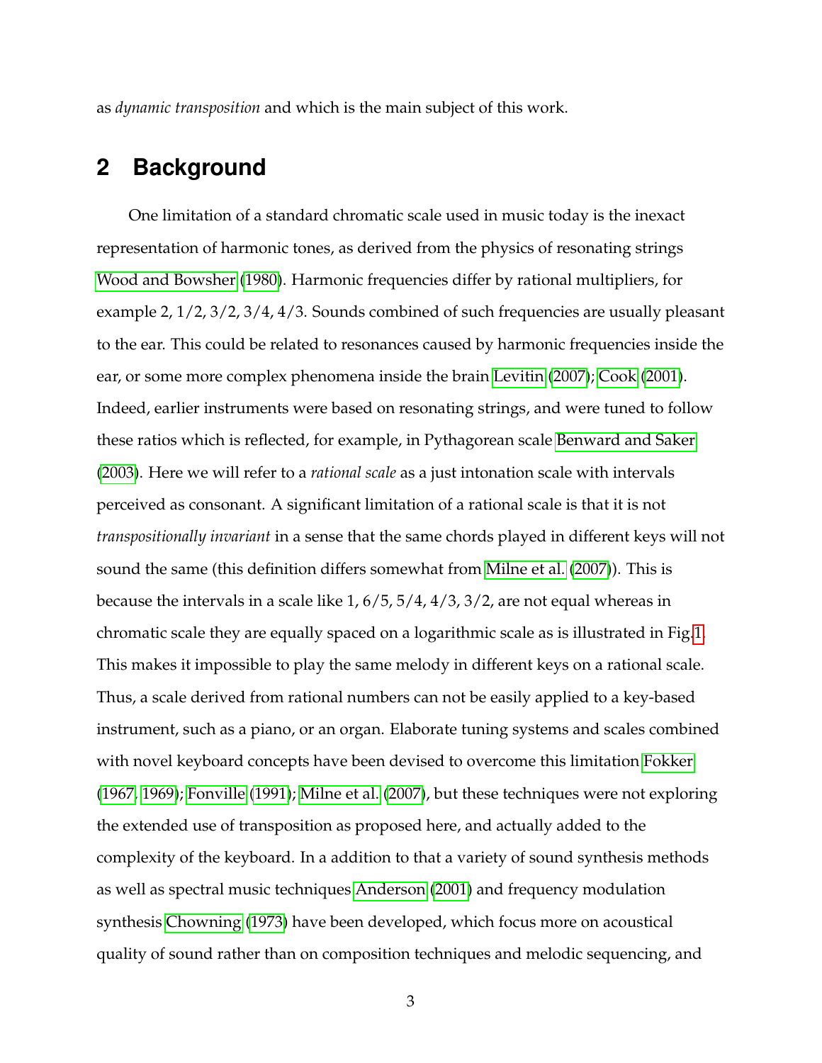as *dynamic transposition* and which is the main subject of this work.

## 2 Background

One limitation of a standard chromatic scale used in music today is the inexact representation of harmonic tones, as derived from the physics of resonating strings Wood and Bowsher (1980). Harmonic frequencies differ by rational multipliers, for example 2, 1/2, 3/2, 3/4, 4/3. Sounds combined of such frequencies are usually pleasant to the ear. This could be related to resonances caused by harmonic frequencies inside the ear, or some more complex phenomena inside the brain Levitin (2007); Cook (2001). Indeed, earlier instruments were based on resonating strings, and were tuned to follow these ratios which is reflected, for example, in Pythagorean scale Benward and Saker (2003). Here we will refer to a *rational scale* as a just intonation scale with intervals perceived as consonant. A significant limitation of a rational scale is that it is not *transpositionally invariant* in a sense that the same chords played in different keys will not sound the same (this definition differs somewhat from Milne et al. (2007)). This is because the intervals in a scale like 1, 6/5, 5/4, 4/3, 3/2, are not equal whereas in chromatic scale they are equally spaced on a logarithmic scale as is illustrated in Fig.1. This makes it impossible to play the same melody in different keys on a rational scale. Thus, a scale derived from rational numbers can not be easily applied to a key-based instrument, such as a piano, or an organ. Elaborate tuning systems and scales combined with novel keyboard concepts have been devised to overcome this limitation Fokker (1967, 1969); Fonville (1991); Milne et al. (2007), but these techniques were not exploring the extended use of transposition as proposed here, and actually added to the complexity of the keyboard. In a addition to that a variety of sound synthesis methods as well as spectral music techniques Anderson (2001) and frequency modulation synthesis Chowning (1973) have been developed, which focus more on acoustical quality of sound rather than on composition techniques and melodic sequencing, and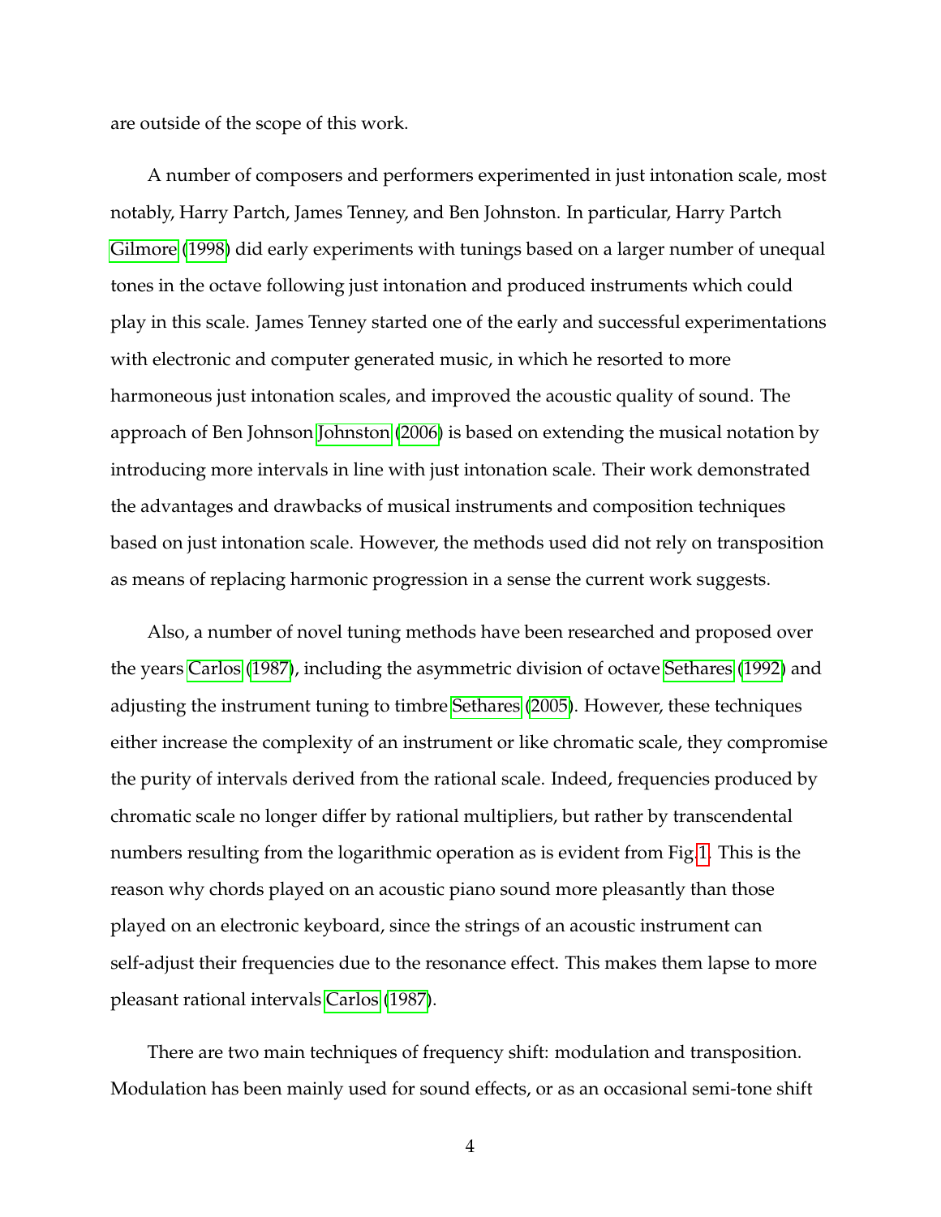are outside of the scope of this work.

A number of composers and performers experimented in just intonation scale, most notably, Harry Partch, James Tenney, and Ben Johnston. In particular, Harry Partch Gilmore (1998) did early experiments with tunings based on a larger number of unequal tones in the octave following just intonation and produced instruments which could play in this scale. James Tenney started one of the early and successful experimentations with electronic and computer generated music, in which he resorted to more harmoneous just intonation scales, and improved the acoustic quality of sound. The approach of Ben Johnson Johnston (2006) is based on extending the musical notation by introducing more intervals in line with just intonation scale. Their work demonstrated the advantages and drawbacks of musical instruments and composition techniques based on just intonation scale. However, the methods used did not rely on transposition as means of replacing harmonic progression in a sense the current work suggests.

Also, a number of novel tuning methods have been researched and proposed over the years Carlos (1987), including the asymmetric division of octave Sethares (1992) and adjusting the instrument tuning to timbre Sethares (2005). However, these techniques either increase the complexity of an instrument or like chromatic scale, they compromise the purity of intervals derived from the rational scale. Indeed, frequencies produced by chromatic scale no longer differ by rational multipliers, but rather by transcendental numbers resulting from the logarithmic operation as is evident from Fig.1. This is the reason why chords played on an acoustic piano sound more pleasantly than those played on an electronic keyboard, since the strings of an acoustic instrument can self-adjust their frequencies due to the resonance effect. This makes them lapse to more pleasant rational intervals Carlos (1987).

There are two main techniques of frequency shift: modulation and transposition. Modulation has been mainly used for sound effects, or as an occasional semi-tone shift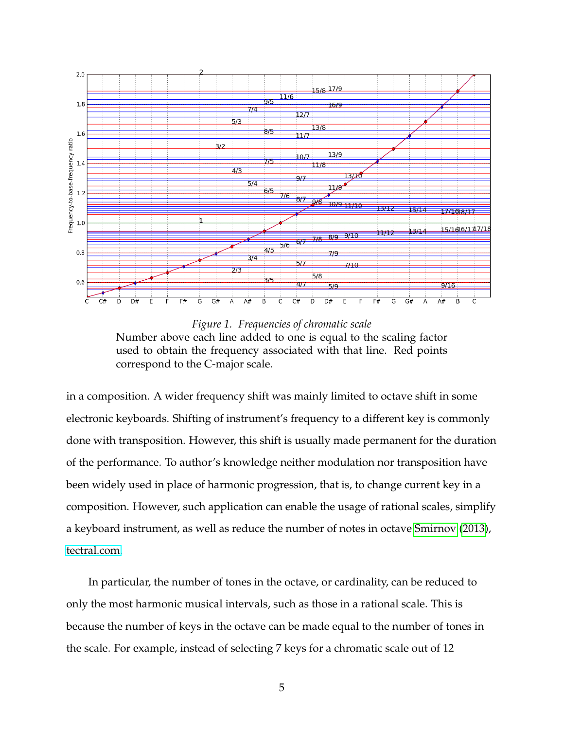*Figure 1. Frequencies of chromatic scale*

Number above each line added to one is equal to the scaling factor used to obtain the frequency associated with that line. Red points correspond to the C-major scale.

in a composition. A wider frequency shift was mainly limited to octave shift in some electronic keyboards. Shifting of instrument's frequency to a different key is commonly done with transposition. However, this shift is usually made permanent for the duration of the performance. To author's knowledge neither modulation nor transposition have been widely used in place of harmonic progression, that is, to change current key in a composition. However, such application can enable the usage of rational scales, simplify a keyboard instrument, as well as reduce the number of notes in octave Smirnov (2013), tectral.com.

In particular, the number of tones in the octave, or cardinality, can be reduced to only the most harmonic musical intervals, such as those in a rational scale. This is because the number of keys in the octave can be made equal to the number of tones in the scale. For example, instead of selecting 7 keys for a chromatic scale out of 12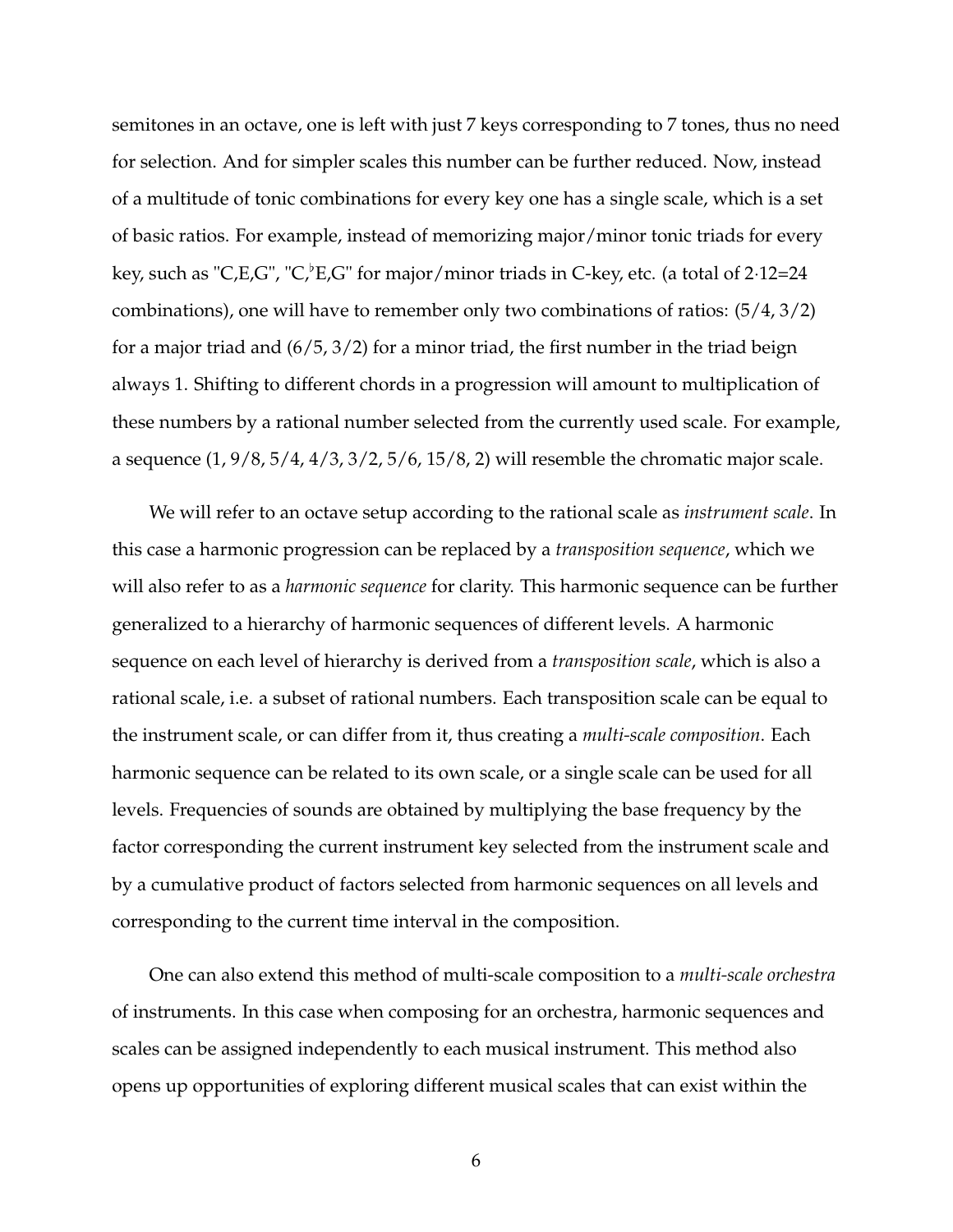semitones in an octave, one is left with just 7 keys corresponding to 7 tones, thus no need for selection. And for simpler scales this number can be further reduced. Now, instead of a multitude of tonic combinations for every key one has a single scale, which is a set of basic ratios. For example, instead of memorizing major/minor tonic triads for every key, such as "C,E,G", "C,♭E,G" for major/minor triads in C-key, etc. (a total of 2·12=24 combinations), one will have to remember only two combinations of ratios: (5/4, 3/2) for a major triad and (6/5, 3/2) for a minor triad, the first number in the triad beign always 1. Shifting to different chords in a progression will amount to multiplication of these numbers by a rational number selected from the currently used scale. For example, a sequence (1, 9/8, 5/4, 4/3, 3/2, 5/6, 15/8, 2) will resemble the chromatic major scale.

We will refer to an octave setup according to the rational scale as *instrument scale*. In this case a harmonic progression can be replaced by a *transposition sequence*, which we will also refer to as a *harmonic sequence* for clarity. This harmonic sequence can be further generalized to a hierarchy of harmonic sequences of different levels. A harmonic sequence on each level of hierarchy is derived from a *transposition scale*, which is also a rational scale, i.e. a subset of rational numbers. Each transposition scale can be equal to the instrument scale, or can differ from it, thus creating a *multi-scale composition*. Each harmonic sequence can be related to its own scale, or a single scale can be used for all levels. Frequencies of sounds are obtained by multiplying the base frequency by the factor corresponding the current instrument key selected from the instrument scale and by a cumulative product of factors selected from harmonic sequences on all levels and corresponding to the current time interval in the composition.

One can also extend this method of multi-scale composition to a *multi-scale orchestra* of instruments. In this case when composing for an orchestra, harmonic sequences and scales can be assigned independently to each musical instrument. This method also opens up opportunities of exploring different musical scales that can exist within the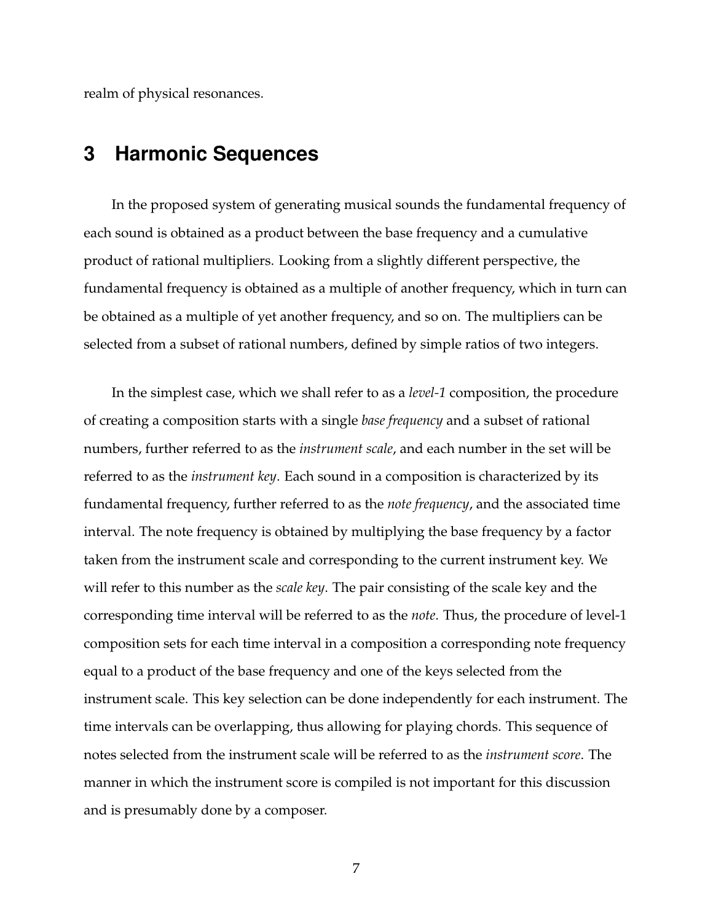realm of physical resonances.

## 3 Harmonic Sequences

In the proposed system of generating musical sounds the fundamental frequency of each sound is obtained as a product between the base frequency and a cumulative product of rational multipliers. Looking from a slightly different perspective, the fundamental frequency is obtained as a multiple of another frequency, which in turn can be obtained as a multiple of yet another frequency, and so on. The multipliers can be selected from a subset of rational numbers, defined by simple ratios of two integers.

In the simplest case, which we shall refer to as a *level-1* composition, the procedure of creating a composition starts with a single *base frequency* and a subset of rational numbers, further referred to as the *instrument scale*, and each number in the set will be referred to as the *instrument key*. Each sound in a composition is characterized by its fundamental frequency, further referred to as the *note frequency*, and the associated time interval. The note frequency is obtained by multiplying the base frequency by a factor taken from the instrument scale and corresponding to the current instrument key. We will refer to this number as the *scale key*. The pair consisting of the scale key and the corresponding time interval will be referred to as the *note*. Thus, the procedure of level-1 composition sets for each time interval in a composition a corresponding note frequency equal to a product of the base frequency and one of the keys selected from the instrument scale. This key selection can be done independently for each instrument. The time intervals can be overlapping, thus allowing for playing chords. This sequence of notes selected from the instrument scale will be referred to as the *instrument score*. The manner in which the instrument score is compiled is not important for this discussion and is presumably done by a composer.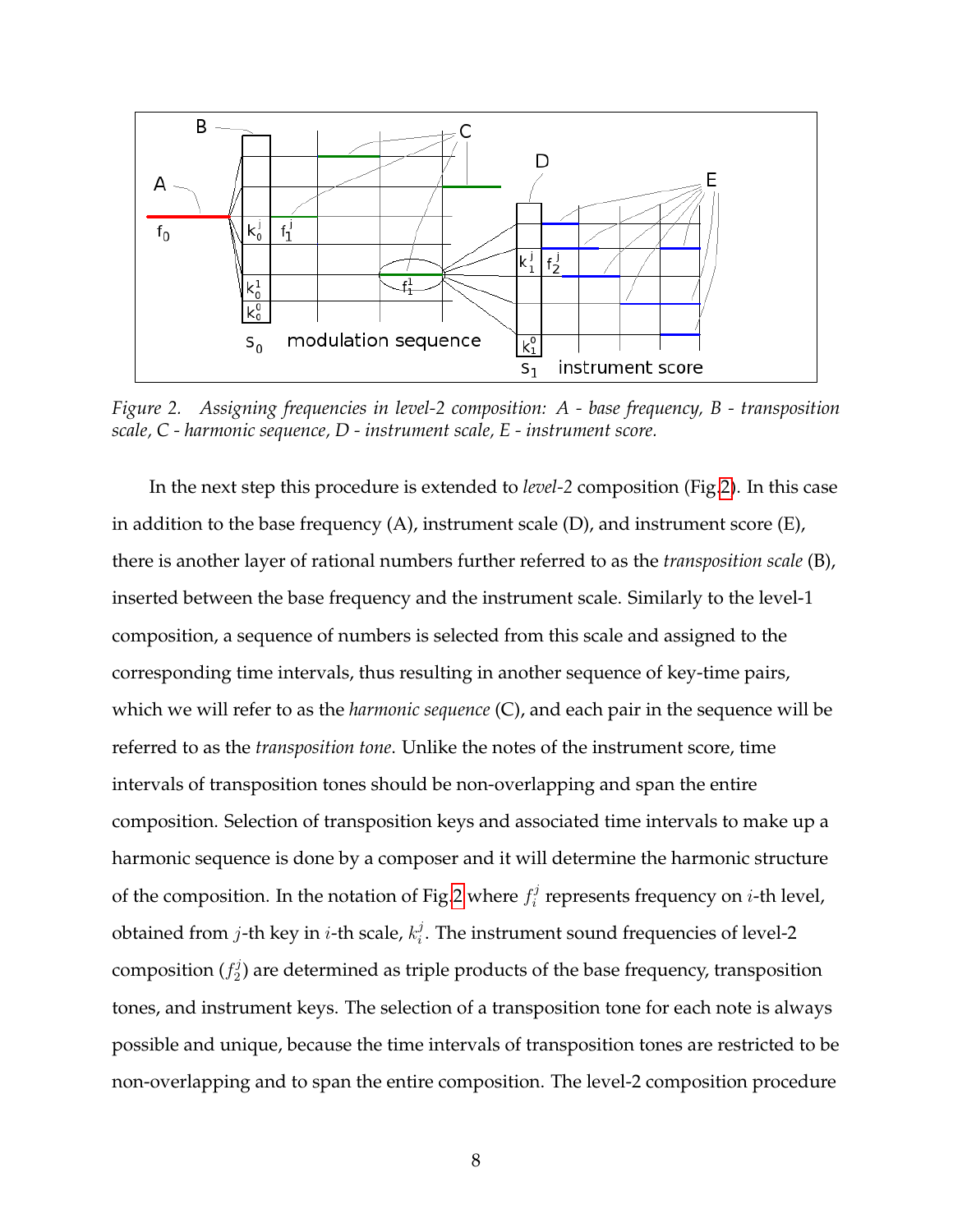*Figure 2. Assigning frequencies in level-2 composition: A - base frequency, B - transposition scale, C - harmonic sequence, D - instrument scale, E - instrument score.*

In the next step this procedure is extended to *level-2* composition (Fig.2). In this case in addition to the base frequency (A), instrument scale (D), and instrument score (E), there is another layer of rational numbers further referred to as the *transposition scale* (B), inserted between the base frequency and the instrument scale. Similarly to the level-1 composition, a sequence of numbers is selected from this scale and assigned to the corresponding time intervals, thus resulting in another sequence of key-time pairs, which we will refer to as the *harmonic sequence* (C), and each pair in the sequence will be referred to as the *transposition tone*. Unlike the notes of the instrument score, time intervals of transposition tones should be non-overlapping and span the entire composition. Selection of transposition keys and associated time intervals to make up a harmonic sequence is done by a composer and it will determine the harmonic structure of the composition. In the notation of Fig.2 where $f_i^j$ represents frequency on $i$-th level, obtained from $j$-th key in $i$-th scale, $k_i^j$. The instrument sound frequencies of level-2 composition ($f_2^j$) are determined as triple products of the base frequency, transposition tones, and instrument keys. The selection of a transposition tone for each note is always possible and unique, because the time intervals of transposition tones are restricted to be non-overlapping and to span the entire composition. The level-2 composition procedure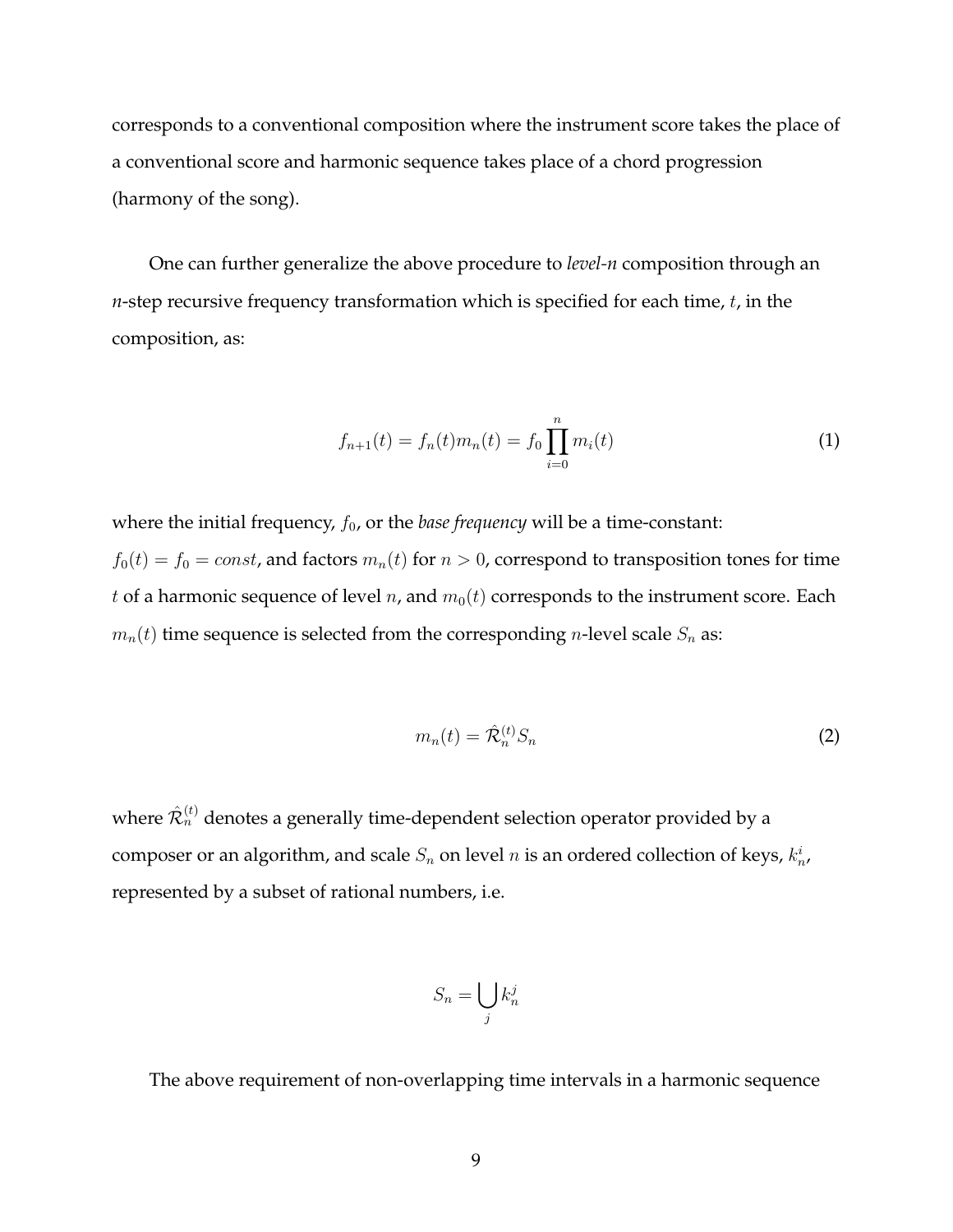corresponds to a conventional composition where the instrument score takes the place of a conventional score and harmonic sequence takes place of a chord progression (harmony of the song).

One can further generalize the above procedure to *level-n* composition through an *n*-step recursive frequency transformation which is specified for each time, $t$, in the composition, as:

$$f_{n+1}(t) = f_n(t)m_n(t) = f_0 \prod_{i=0}^{n} m_i(t) \tag{1}$$

where the initial frequency, $f_0$, or the *base frequency* will be a time-constant: $f_0(t) = f_0 = const$, and factors $m_n(t)$ for $n > 0$, correspond to transposition tones for time $t$ of a harmonic sequence of level $n$, and $m_0(t)$ corresponds to the instrument score. Each $m_n(t)$ time sequence is selected from the corresponding $n$-level scale $S_n$ as:

$$m_n(t) = \hat{\mathcal{R}}_n^{(t)} S_n \tag{2}$$

where $\hat{\mathcal{R}}_n^{(t)}$ denotes a generally time-dependent selection operator provided by a composer or an algorithm, and scale $S_n$ on level $n$ is an ordered collection of keys, $k_n^i$, represented by a subset of rational numbers, i.e.

$$S_n = \bigcup_j k_n^j$$

The above requirement of non-overlapping time intervals in a harmonic sequence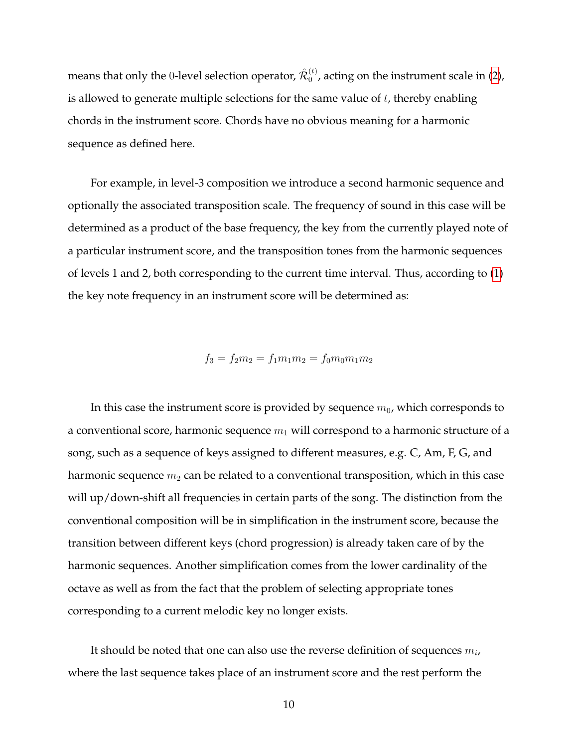means that only the 0-level selection operator, $\hat{\mathcal{R}}_0^{(t)}$, acting on the instrument scale in (2), is allowed to generate multiple selections for the same value of $t$, thereby enabling chords in the instrument score. Chords have no obvious meaning for a harmonic sequence as defined here.

For example, in level-3 composition we introduce a second harmonic sequence and optionally the associated transposition scale. The frequency of sound in this case will be determined as a product of the base frequency, the key from the currently played note of a particular instrument score, and the transposition tones from the harmonic sequences of levels 1 and 2, both corresponding to the current time interval. Thus, according to (1) the key note frequency in an instrument score will be determined as:

$$f_3 = f_2 m_2 = f_1 m_1 m_2 = f_0 m_0 m_1 m_2$$

In this case the instrument score is provided by sequence $m_0$, which corresponds to a conventional score, harmonic sequence $m_1$ will correspond to a harmonic structure of a song, such as a sequence of keys assigned to different measures, e.g. C, Am, F, G, and harmonic sequence $m_2$ can be related to a conventional transposition, which in this case will up/down-shift all frequencies in certain parts of the song. The distinction from the conventional composition will be in simplification in the instrument score, because the transition between different keys (chord progression) is already taken care of by the harmonic sequences. Another simplification comes from the lower cardinality of the octave as well as from the fact that the problem of selecting appropriate tones corresponding to a current melodic key no longer exists.

It should be noted that one can also use the reverse definition of sequences $m_i$, where the last sequence takes place of an instrument score and the rest perform the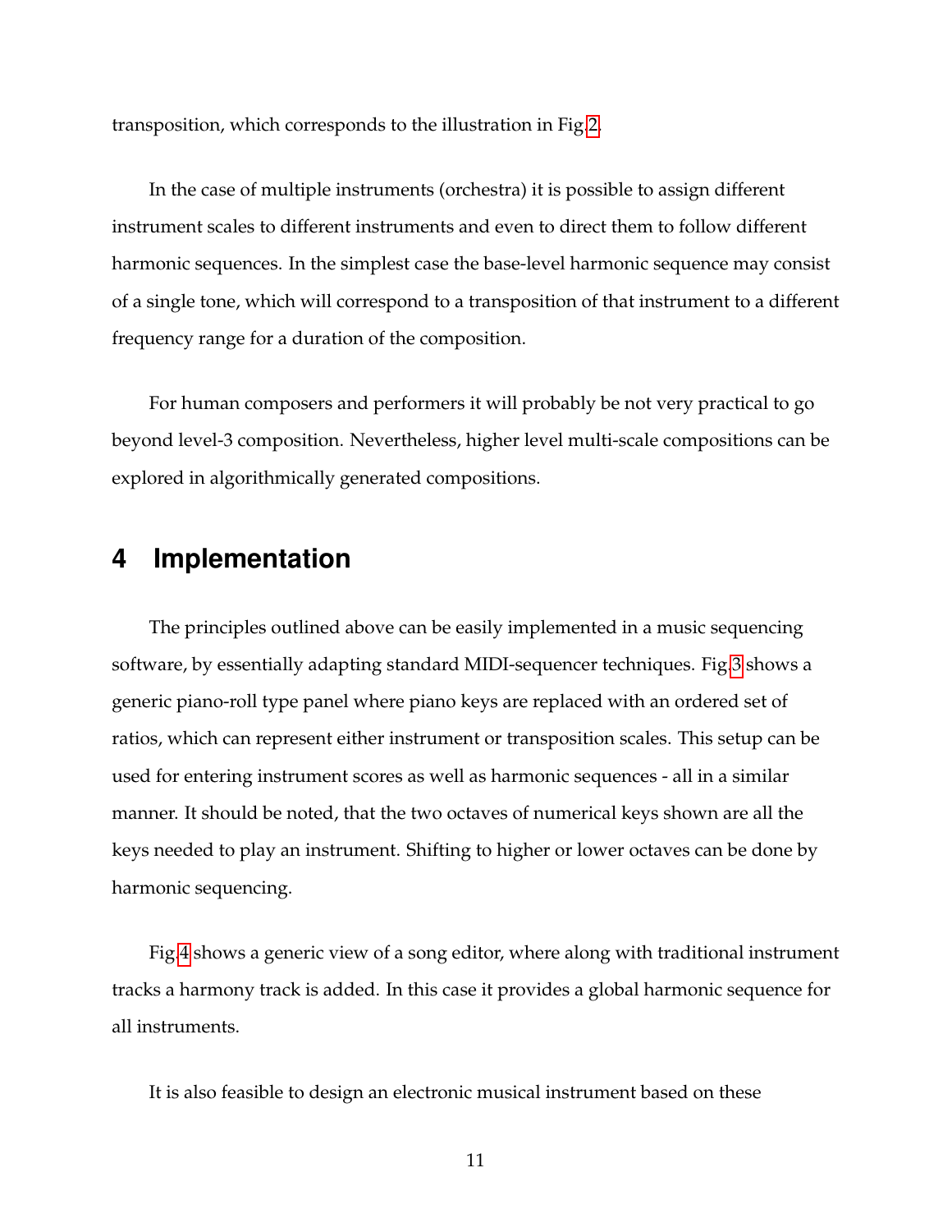transposition, which corresponds to the illustration in Fig.2.

In the case of multiple instruments (orchestra) it is possible to assign different instrument scales to different instruments and even to direct them to follow different harmonic sequences. In the simplest case the base-level harmonic sequence may consist of a single tone, which will correspond to a transposition of that instrument to a different frequency range for a duration of the composition.

For human composers and performers it will probably be not very practical to go beyond level-3 composition. Nevertheless, higher level multi-scale compositions can be explored in algorithmically generated compositions.

## 4 Implementation

The principles outlined above can be easily implemented in a music sequencing software, by essentially adapting standard MIDI-sequencer techniques. Fig.3 shows a generic piano-roll type panel where piano keys are replaced with an ordered set of ratios, which can represent either instrument or transposition scales. This setup can be used for entering instrument scores as well as harmonic sequences - all in a similar manner. It should be noted, that the two octaves of numerical keys shown are all the keys needed to play an instrument. Shifting to higher or lower octaves can be done by harmonic sequencing.

Fig.4 shows a generic view of a song editor, where along with traditional instrument tracks a harmony track is added. In this case it provides a global harmonic sequence for all instruments.

It is also feasible to design an electronic musical instrument based on these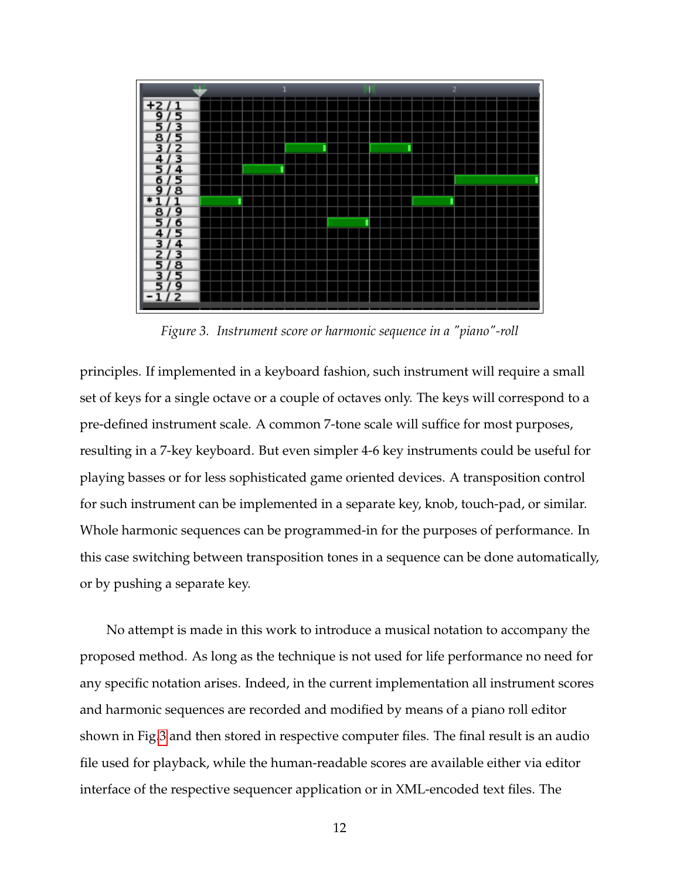Figure 3. Instrument score or harmonic sequence in a "piano"-roll

principles. If implemented in a keyboard fashion, such instrument will require a small set of keys for a single octave or a couple of octaves only. The keys will correspond to a pre-defined instrument scale. A common 7-tone scale will suffice for most purposes, resulting in a 7-key keyboard. But even simpler 4-6 key instruments could be useful for playing basses or for less sophisticated game oriented devices. A transposition control for such instrument can be implemented in a separate key, knob, touch-pad, or similar. Whole harmonic sequences can be programmed-in for the purposes of performance. In this case switching between transposition tones in a sequence can be done automatically, or by pushing a separate key.

No attempt is made in this work to introduce a musical notation to accompany the proposed method. As long as the technique is not used for life performance no need for any specific notation arises. Indeed, in the current implementation all instrument scores and harmonic sequences are recorded and modified by means of a piano roll editor shown in Fig.3 and then stored in respective computer files. The final result is an audio file used for playback, while the human-readable scores are available either via editor interface of the respective sequencer application or in XML-encoded text files. The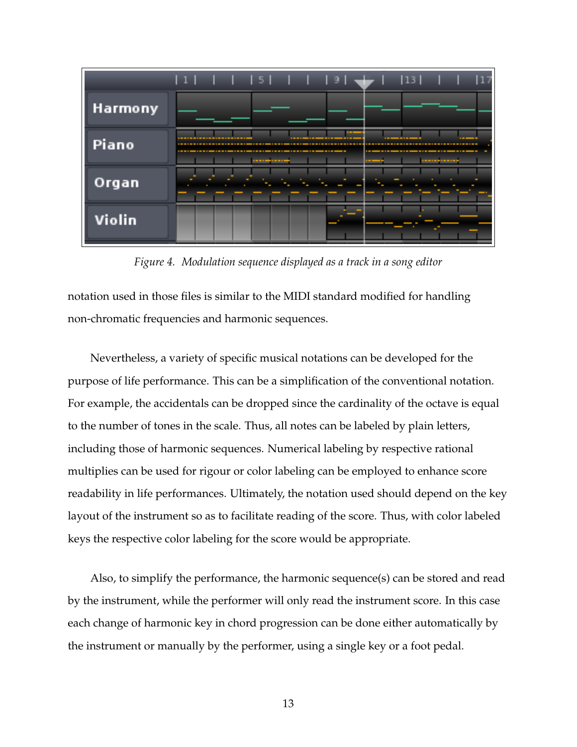*Figure 4. Modulation sequence displayed as a track in a song editor*

notation used in those files is similar to the MIDI standard modified for handling non-chromatic frequencies and harmonic sequences.

Nevertheless, a variety of specific musical notations can be developed for the purpose of life performance. This can be a simplification of the conventional notation. For example, the accidentals can be dropped since the cardinality of the octave is equal to the number of tones in the scale. Thus, all notes can be labeled by plain letters, including those of harmonic sequences. Numerical labeling by respective rational multiplies can be used for rigour or color labeling can be employed to enhance score readability in life performances. Ultimately, the notation used should depend on the key layout of the instrument so as to facilitate reading of the score. Thus, with color labeled keys the respective color labeling for the score would be appropriate.

Also, to simplify the performance, the harmonic sequence(s) can be stored and read by the instrument, while the performer will only read the instrument score. In this case each change of harmonic key in chord progression can be done either automatically by the instrument or manually by the performer, using a single key or a foot pedal.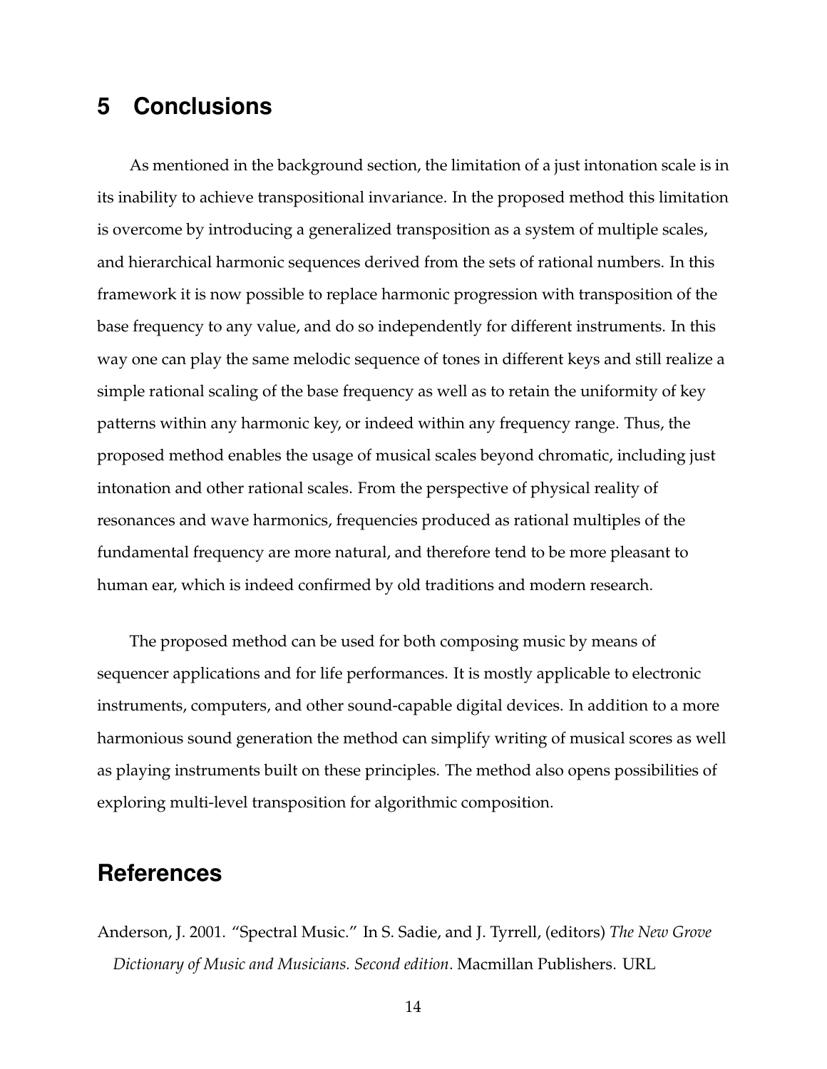## 5 Conclusions

As mentioned in the background section, the limitation of a just intonation scale is in its inability to achieve transpositional invariance. In the proposed method this limitation is overcome by introducing a generalized transposition as a system of multiple scales, and hierarchical harmonic sequences derived from the sets of rational numbers. In this framework it is now possible to replace harmonic progression with transposition of the base frequency to any value, and do so independently for different instruments. In this way one can play the same melodic sequence of tones in different keys and still realize a simple rational scaling of the base frequency as well as to retain the uniformity of key patterns within any harmonic key, or indeed within any frequency range. Thus, the proposed method enables the usage of musical scales beyond chromatic, including just intonation and other rational scales. From the perspective of physical reality of resonances and wave harmonics, frequencies produced as rational multiples of the fundamental frequency are more natural, and therefore tend to be more pleasant to human ear, which is indeed confirmed by old traditions and modern research.

The proposed method can be used for both composing music by means of sequencer applications and for life performances. It is mostly applicable to electronic instruments, computers, and other sound-capable digital devices. In addition to a more harmonious sound generation the method can simplify writing of musical scores as well as playing instruments built on these principles. The method also opens possibilities of exploring multi-level transposition for algorithmic composition.

## References

Anderson, J. 2001. "Spectral Music." In S. Sadie, and J. Tyrrell, (editors) *The New Grove Dictionary of Music and Musicians. Second edition*. Macmillan Publishers. URL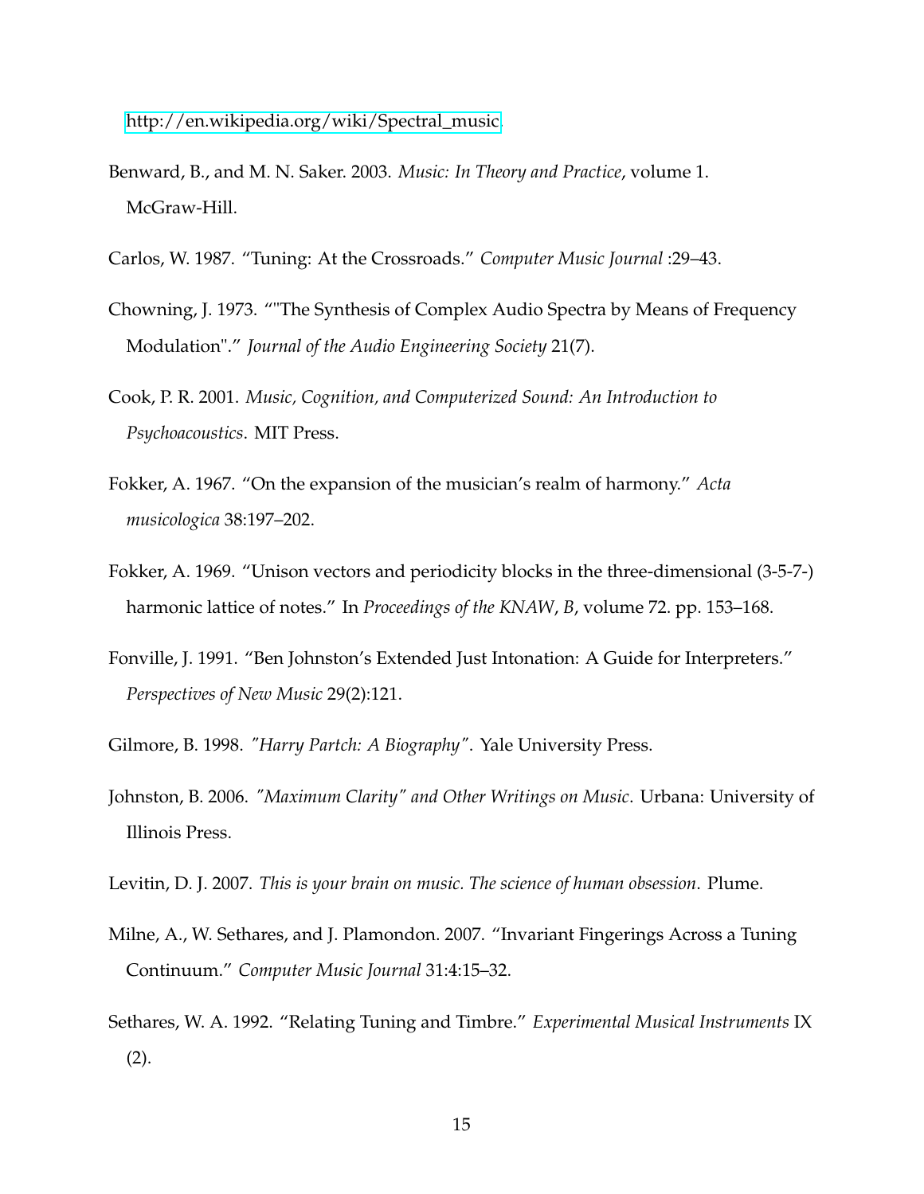http://en.wikipedia.org/wiki/Spectral_music.

Benward, B., and M. N. Saker. 2003. *Music: In Theory and Practice*, volume 1. McGraw-Hill.

Carlos, W. 1987. "Tuning: At the Crossroads." *Computer Music Journal* :29–43.

Chowning, J. 1973. ""The Synthesis of Complex Audio Spectra by Means of Frequency Modulation"." *Journal of the Audio Engineering Society* 21(7).

Cook, P. R. 2001. *Music, Cognition, and Computerized Sound: An Introduction to Psychoacoustics*. MIT Press.

Fokker, A. 1967. "On the expansion of the musician's realm of harmony." *Acta musicologica* 38:197–202.

Fokker, A. 1969. "Unison vectors and periodicity blocks in the three-dimensional (3-5-7-) harmonic lattice of notes." In *Proceedings of the KNAW, B*, volume 72. pp. 153–168.

Fonville, J. 1991. "Ben Johnston's Extended Just Intonation: A Guide for Interpreters." *Perspectives of New Music* 29(2):121.

Gilmore, B. 1998. *"Harry Partch: A Biography"*. Yale University Press.

Johnston, B. 2006. *"Maximum Clarity" and Other Writings on Music*. Urbana: University of Illinois Press.

Levitin, D. J. 2007. *This is your brain on music. The science of human obsession*. Plume.

Milne, A., W. Sethares, and J. Plamondon. 2007. "Invariant Fingerings Across a Tuning Continuum." *Computer Music Journal* 31:4:15–32.

Sethares, W. A. 1992. "Relating Tuning and Timbre." *Experimental Musical Instruments* IX (2).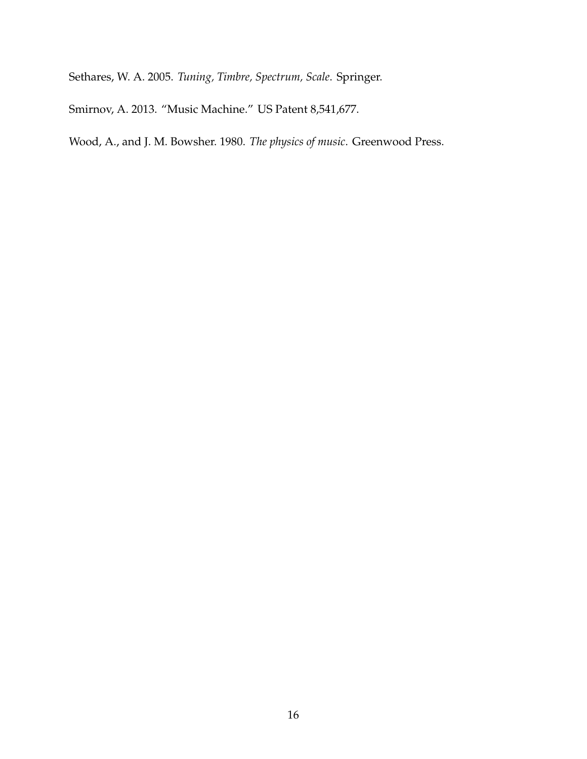Sethares, W. A. 2005. *Tuning, Timbre, Spectrum, Scale*. Springer.

Smirnov, A. 2013. "Music Machine." US Patent 8,541,677.

Wood, A., and J. M. Bowsher. 1980. *The physics of music*. Greenwood Press.